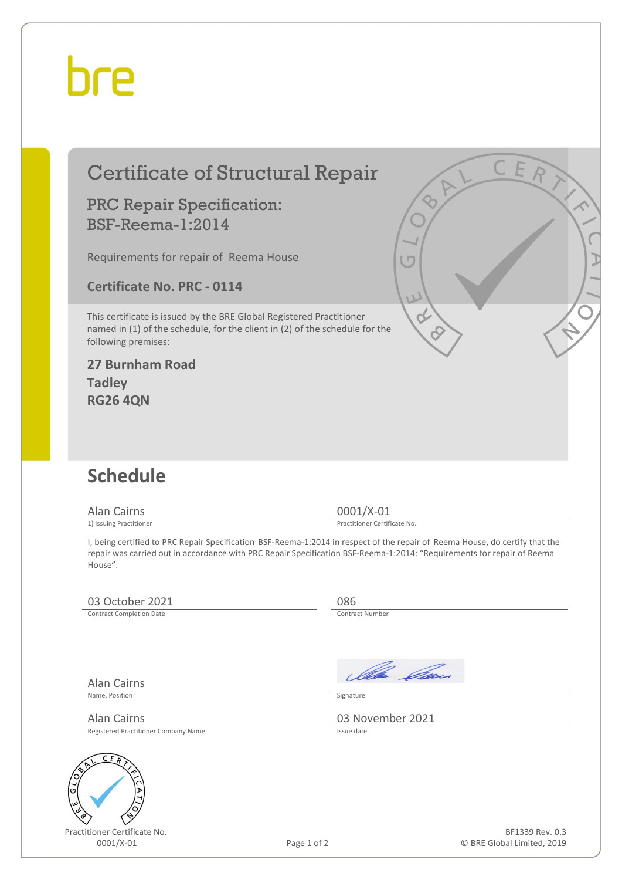bre

# Certificate of Structural Repair

## PRC Repair Specification: BSF-Reema-1:2014

Requirements for repair of Reema House

**Certificate No. PRC - 0114**

This certificate is issued by the BRE Global Registered Practitioner named in (1) of the schedule, for the client in (2) of the schedule for the following premises:

**27 Burnham Road**
**Tadley**
**RG26 4QN**

# Schedule

| Alan Cairns | 0001/X-01 |
|---|---|
| 1) Issuing Practitioner | Practitioner Certificate No. |

I, being certified to PRC Repair Specification BSF-Reema-1:2014 in respect of the repair of Reema House, do certify that the repair was carried out in accordance with PRC Repair Specification BSF-Reema-1:2014: "Requirements for repair of Reema House".

| 03 October 2021 | 086 |
|---|---|
| Contract Completion Date | Contract Number |

| Alan Cairns | [Signature] |
|---|---|
| Name, Position | Signature |
| Alan Cairns | 03 November 2021 |
| Registered Practitioner Company Name | Issue date |

Practitioner Certificate No.
0001/X-01

BF1339 Rev. 0.3
© BRE Global Limited, 2019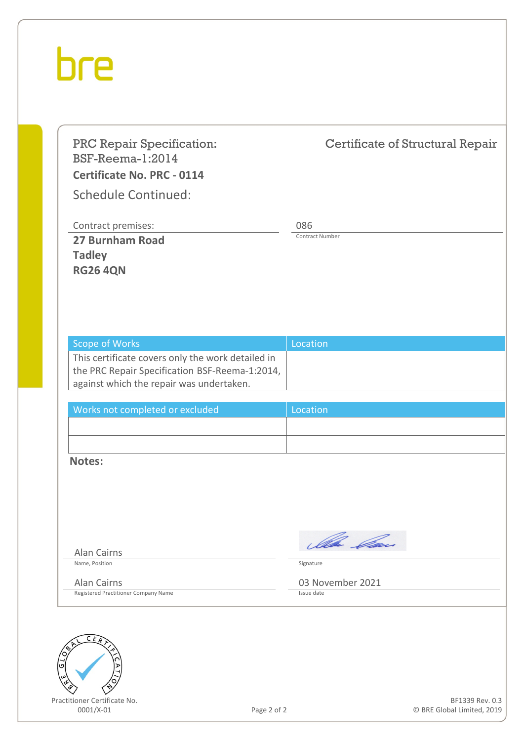bre

PRC Repair Specification:
BSF-Reema-1:2014

**Certificate No. PRC - 0114**

Certificate of Structural Repair

## Schedule Continued:

Contract premises:

**27 Burnham Road**
**Tadley**
**RG26 4QN**

086
Contract Number

| Scope of Works | Location |
| --- | --- |
| This certificate covers only the work detailed in the PRC Repair Specification BSF-Reema-1:2014, against which the repair was undertaken. | |

| Works not completed or excluded | Location |
| --- | --- |
| | |
| | |

**Notes:**

Alan Cairns
Name, Position

Signature

Alan Cairns
Registered Practitioner Company Name

03 November 2021
Issue date

BRE GLOBAL CERTIFICATION

Practitioner Certificate No.
0001/X-01

BF1339 Rev. 0.3
© BRE Global Limited, 2019